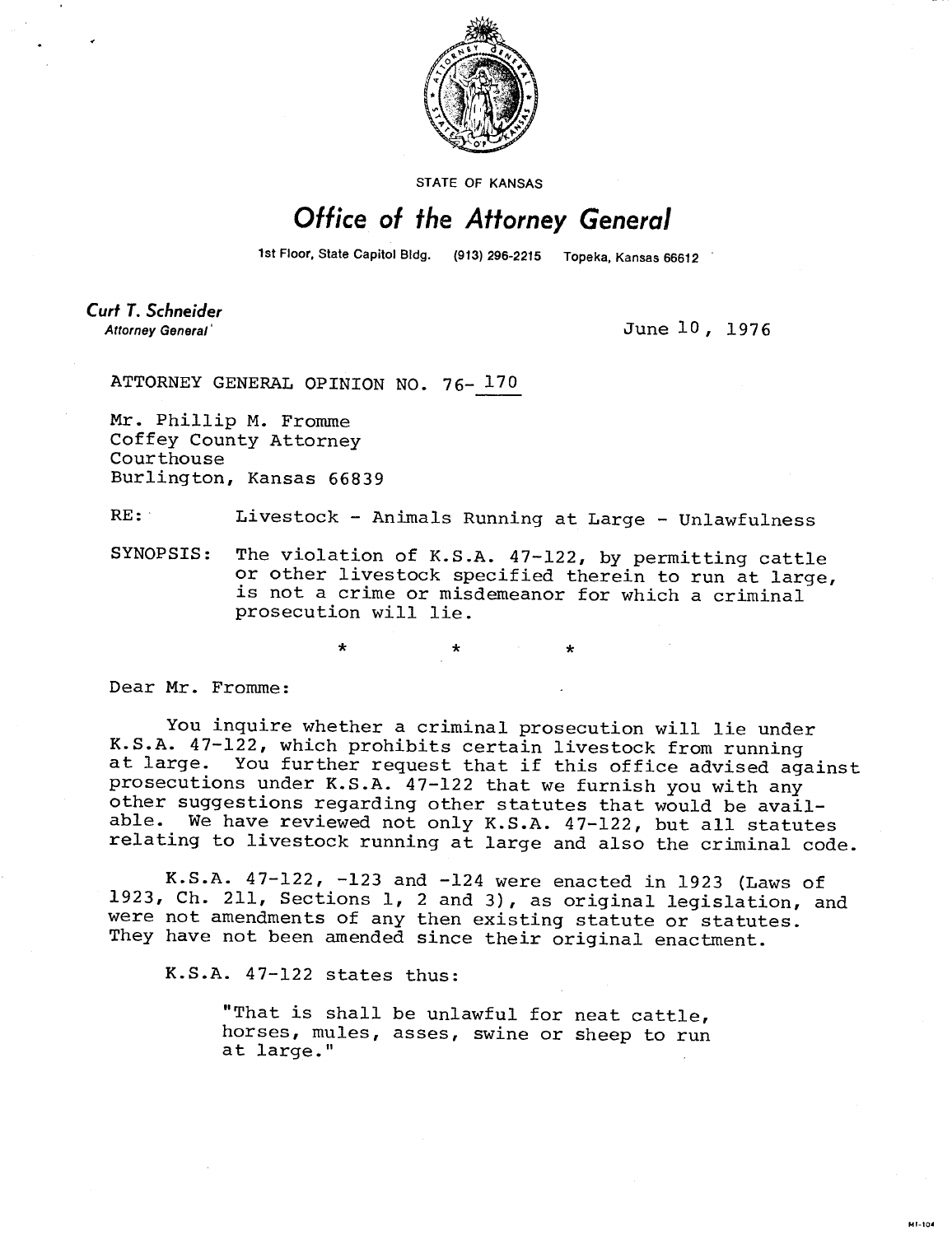STATE OF KANSAS

# Office of the Attorney General

1st Floor, State Capitol Bldg. (913) 296-2215 Topeka, Kansas 66612

**Curt T. Schneider**
*Attorney General*

June 10, 1976

ATTORNEY GENERAL OPINION NO. 76-170

Mr. Phillip M. Fromme
Coffey County Attorney
Courthouse
Burlington, Kansas 66839

RE: Livestock - Animals Running at Large - Unlawfulness

SYNOPSIS: The violation of K.S.A. 47-122, by permitting cattle or other livestock specified therein to run at large, is not a crime or misdemeanor for which a criminal prosecution will lie.

\* \* \*

Dear Mr. Fromme:

You inquire whether a criminal prosecution will lie under K.S.A. 47-122, which prohibits certain livestock from running at large. You further request that if this office advised against prosecutions under K.S.A. 47-122 that we furnish you with any other suggestions regarding other statutes that would be available. We have reviewed not only K.S.A. 47-122, but all statutes relating to livestock running at large and also the criminal code.

K.S.A. 47-122, -123 and -124 were enacted in 1923 (Laws of 1923, Ch. 211, Sections 1, 2 and 3), as original legislation, and were not amendments of any then existing statute or statutes. They have not been amended since their original enactment.

K.S.A. 47-122 states thus:

> "That is shall be unlawful for neat cattle, horses, mules, asses, swine or sheep to run at large."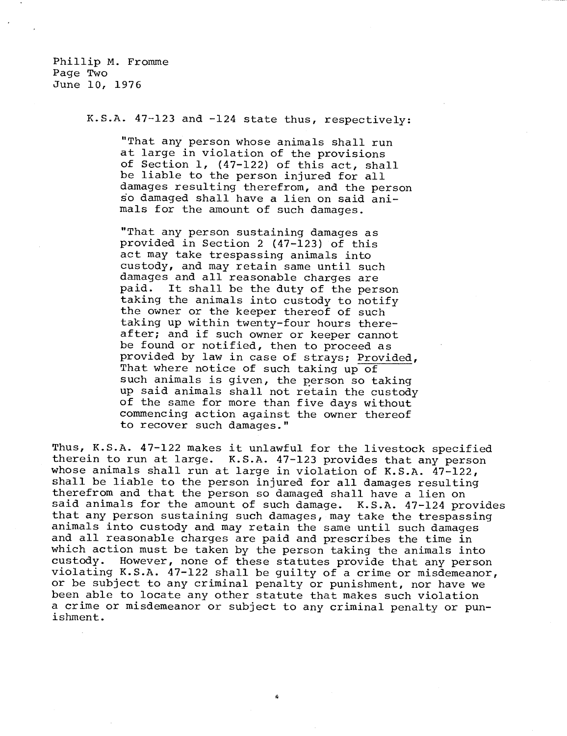K.S.A. 47-123 and -124 state thus, respectively:

> "That any person whose animals shall run at large in violation of the provisions of Section 1, (47-122) of this act, shall be liable to the person injured for all damages resulting therefrom, and the person so damaged shall have a lien on said animals for the amount of such damages.
>
> "That any person sustaining damages as provided in Section 2 (47-123) of this act may take trespassing animals into custody, and may retain same until such damages and all reasonable charges are paid. It shall be the duty of the person taking the animals into custody to notify the owner or the keeper thereof of such taking up within twenty-four hours thereafter; and if such owner or keeper cannot be found or notified, then to proceed as provided by law in case of strays; Provided, That where notice of such taking up of such animals is given, the person so taking up said animals shall not retain the custody of the same for more than five days without commencing action against the owner thereof to recover such damages."

Thus, K.S.A. 47-122 makes it unlawful for the livestock specified therein to run at large. K.S.A. 47-123 provides that any person whose animals shall run at large in violation of K.S.A. 47-122, shall be liable to the person injured for all damages resulting therefrom and that the person so damaged shall have a lien on said animals for the amount of such damage. K.S.A. 47-124 provides that any person sustaining such damages, may take the trespassing animals into custody and may retain the same until such damages and all reasonable charges are paid and prescribes the time in which action must be taken by the person taking the animals into custody. However, none of these statutes provide that any person violating K.S.A. 47-122 shall be guilty of a crime or misdemeanor, or be subject to any criminal penalty or punishment, nor have we been able to locate any other statute that makes such violation a crime or misdemeanor or subject to any criminal penalty or punishment.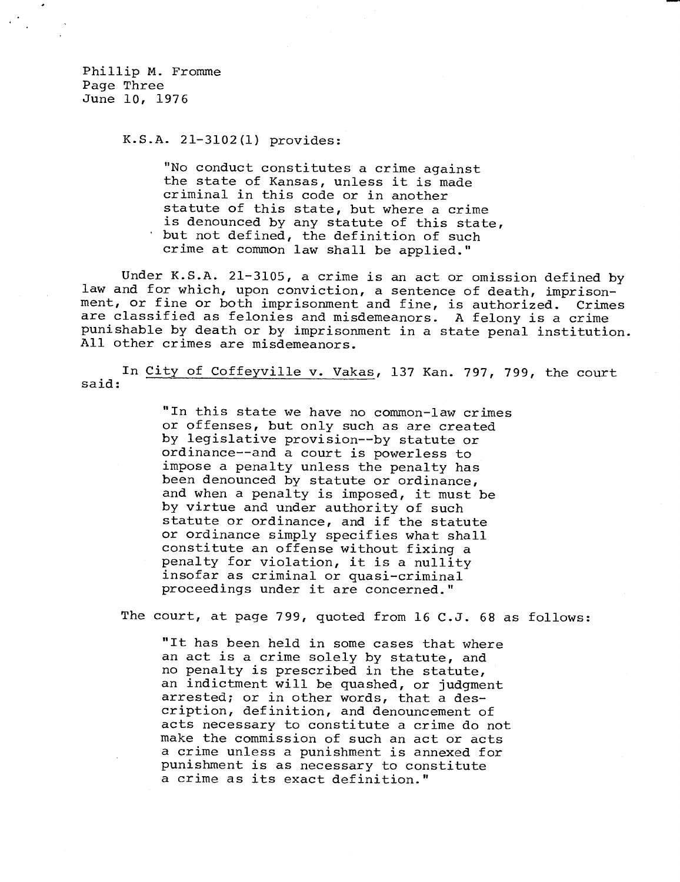K.S.A. 21-3102(1) provides:

> "No conduct constitutes a crime against the state of Kansas, unless it is made criminal in this code or in another statute of this state, but where a crime is denounced by any statute of this state, but not defined, the definition of such crime at common law shall be applied."

Under K.S.A. 21-3105, a crime is an act or omission defined by law and for which, upon conviction, a sentence of death, imprisonment, or fine or both imprisonment and fine, is authorized. Crimes are classified as felonies and misdemeanors. A felony is a crime punishable by death or by imprisonment in a state penal institution. All other crimes are misdemeanors.

In City of Coffeyville v. Vakas, 137 Kan. 797, 799, the court said:

> "In this state we have no common-law crimes or offenses, but only such as are created by legislative provision--by statute or ordinance--and a court is powerless to impose a penalty unless the penalty has been denounced by statute or ordinance, and when a penalty is imposed, it must be by virtue and under authority of such statute or ordinance, and if the statute or ordinance simply specifies what shall constitute an offense without fixing a penalty for violation, it is a nullity insofar as criminal or quasi-criminal proceedings under it are concerned."

The court, at page 799, quoted from 16 C.J. 68 as follows:

> "It has been held in some cases that where an act is a crime solely by statute, and no penalty is prescribed in the statute, an indictment will be quashed, or judgment arrested; or in other words, that a description, definition, and denouncement of acts necessary to constitute a crime do not make the commission of such an act or acts a crime unless a punishment is annexed for punishment is as necessary to constitute a crime as its exact definition."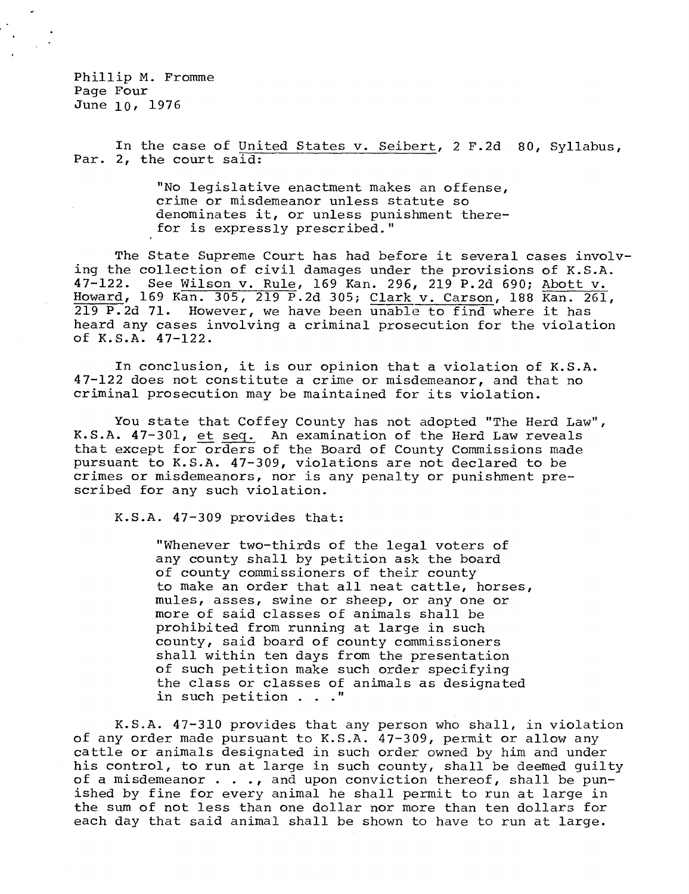In the case of United States v. Seibert, 2 F.2d 80, Syllabus, Par. 2, the court said:

> "No legislative enactment makes an offense, crime or misdemeanor unless statute so denominates it, or unless punishment therefor is expressly prescribed."

The State Supreme Court has had before it several cases involving the collection of civil damages under the provisions of K.S.A. 47-122. See Wilson v. Rule, 169 Kan. 296, 219 P.2d 690; Abott v. Howard, 169 Kan. 305, 219 P.2d 305; Clark v. Carson, 188 Kan. 261, 219 P.2d 71. However, we have been unable to find where it has heard any cases involving a criminal prosecution for the violation of K.S.A. 47-122.

In conclusion, it is our opinion that a violation of K.S.A. 47-122 does not constitute a crime or misdemeanor, and that no criminal prosecution may be maintained for its violation.

You state that Coffey County has not adopted "The Herd Law", K.S.A. 47-301, et seq. An examination of the Herd Law reveals that except for orders of the Board of County Commissions made pursuant to K.S.A. 47-309, violations are not declared to be crimes or misdemeanors, nor is any penalty or punishment prescribed for any such violation.

K.S.A. 47-309 provides that:

> "Whenever two-thirds of the legal voters of any county shall by petition ask the board of county commissioners of their county to make an order that all neat cattle, horses, mules, asses, swine or sheep, or any one or more of said classes of animals shall be prohibited from running at large in such county, said board of county commissioners shall within ten days from the presentation of such petition make such order specifying the class or classes of animals as designated in such petition . . ."

K.S.A. 47-310 provides that any person who shall, in violation of any order made pursuant to K.S.A. 47-309, permit or allow any cattle or animals designated in such order owned by him and under his control, to run at large in such county, shall be deemed guilty of a misdemeanor . . ., and upon conviction thereof, shall be punished by fine for every animal he shall permit to run at large in the sum of not less than one dollar nor more than ten dollars for each day that said animal shall be shown to have to run at large.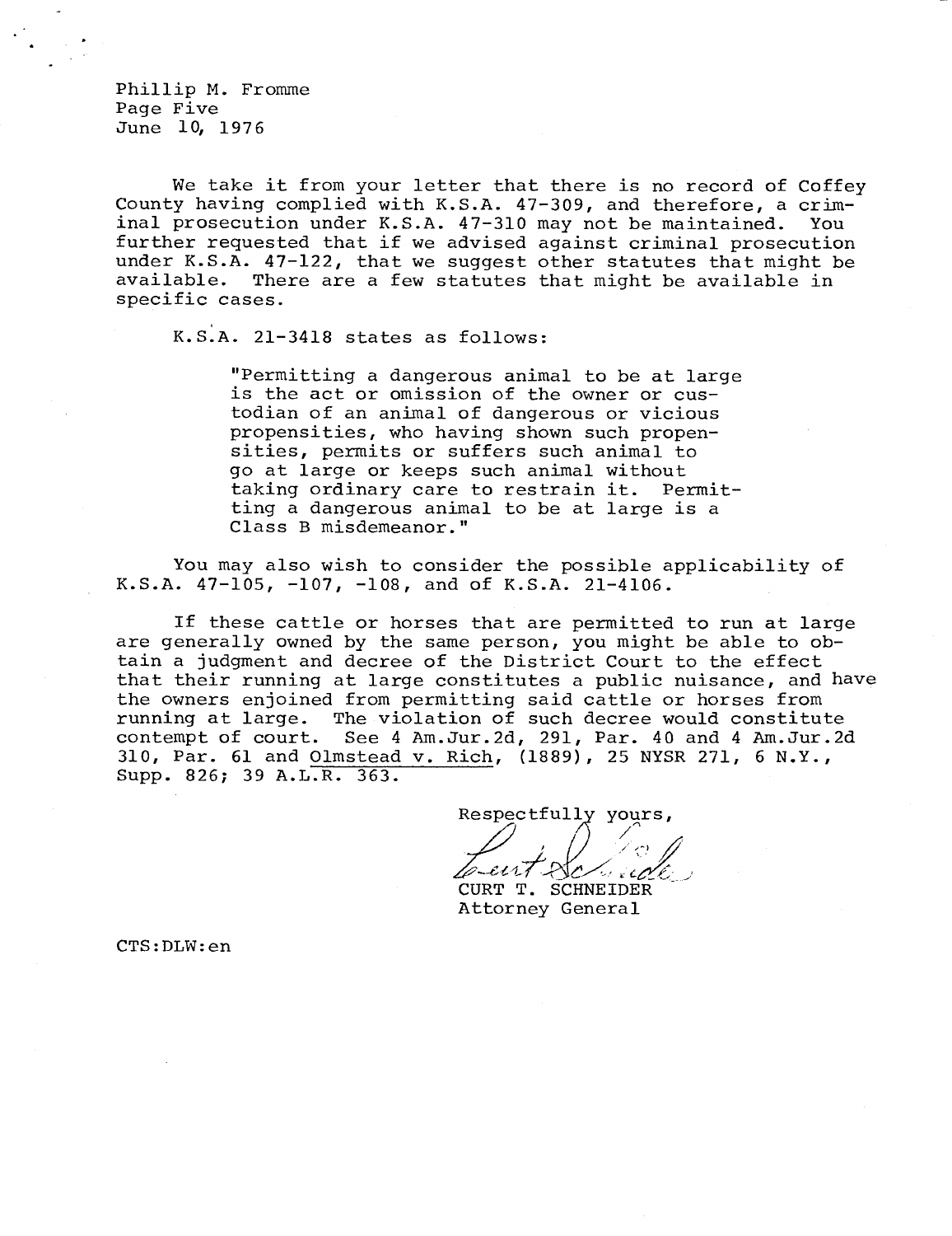Phillip M. Fromme
Page Five
June 10, 1976

We take it from your letter that there is no record of Coffey County having complied with K.S.A. 47-309, and therefore, a criminal prosecution under K.S.A. 47-310 may not be maintained. You further requested that if we advised against criminal prosecution under K.S.A. 47-122, that we suggest other statutes that might be available. There are a few statutes that might be available in specific cases.

K.S.A. 21-3418 states as follows:

> "Permitting a dangerous animal to be at large is the act or omission of the owner or custodian of an animal of dangerous or vicious propensities, who having shown such propensities, permits or suffers such animal to go at large or keeps such animal without taking ordinary care to restrain it. Permitting a dangerous animal to be at large is a Class B misdemeanor."

You may also wish to consider the possible applicability of K.S.A. 47-105, -107, -108, and of K.S.A. 21-4106.

If these cattle or horses that are permitted to run at large are generally owned by the same person, you might be able to obtain a judgment and decree of the District Court to the effect that their running at large constitutes a public nuisance, and have the owners enjoined from permitting said cattle or horses from running at large. The violation of such decree would constitute contempt of court. See 4 Am.Jur.2d, 291, Par. 40 and 4 Am.Jur.2d 310, Par. 61 and Olmstead v. Rich, (1889), 25 NYSR 271, 6 N.Y., Supp. 826; 39 A.L.R. 363.

Respectfully yours,

CURT T. SCHNEIDER
Attorney General

CTS:DLW:en